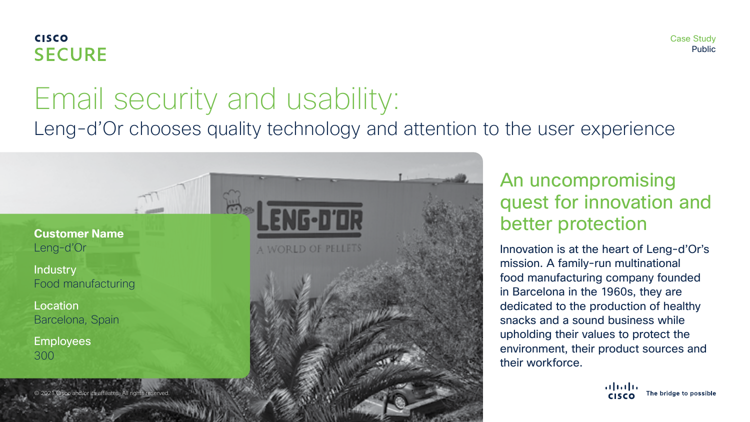CISCO SECURE

Case Study
Public

# Email security and usability:

## Leng-d'Or chooses quality technology and attention to the user experience

**Customer Name**
Leng-d'Or

Industry
Food manufacturing

Location
Barcelona, Spain

Employees
300

## An uncompromising quest for innovation and better protection

Innovation is at the heart of Leng-d'Or's mission. A family-run multinational food manufacturing company founded in Barcelona in the 1960s, they are dedicated to the production of healthy snacks and a sound business while upholding their values to protect the environment, their product sources and their workforce.

© 2021 Cisco and/or its affiliates. All rights reserved.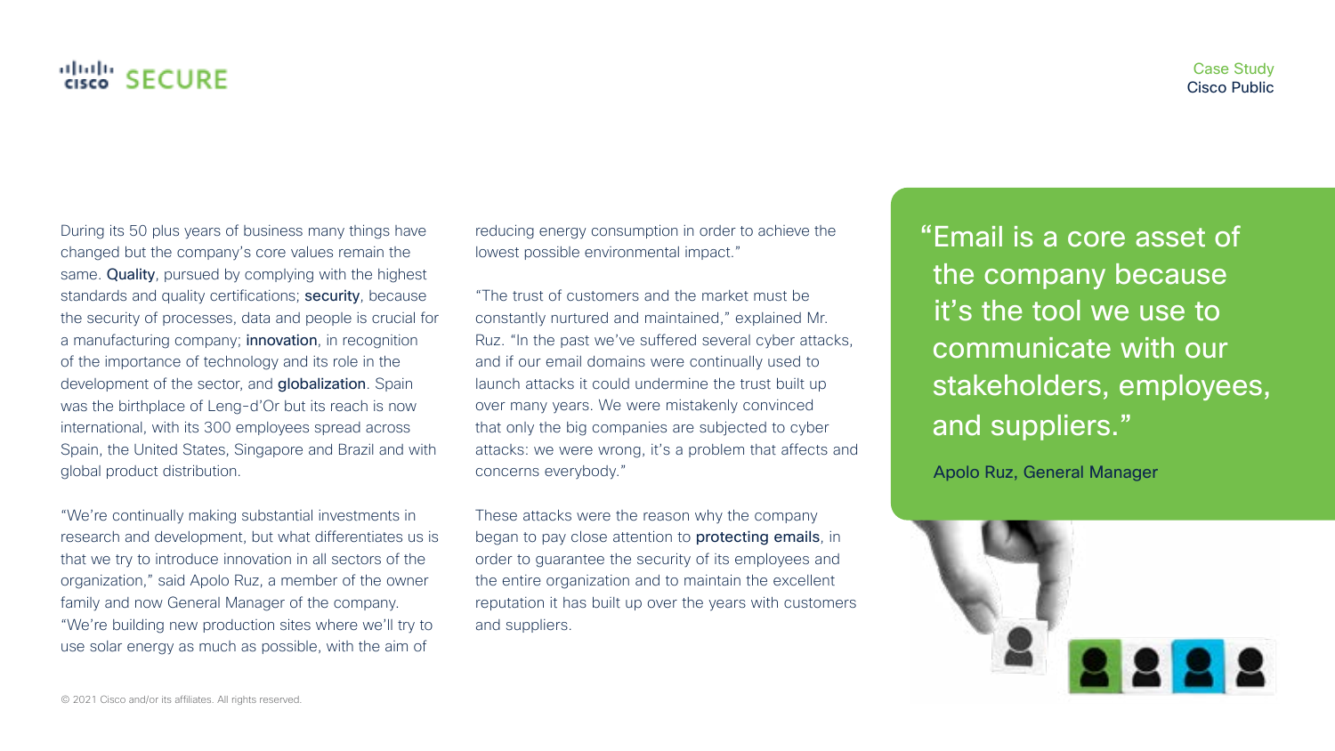During its 50 plus years of business many things have changed but the company's core values remain the same. **Quality**, pursued by complying with the highest standards and quality certifications; **security**, because the security of processes, data and people is crucial for a manufacturing company; **innovation**, in recognition of the importance of technology and its role in the development of the sector, and **globalization**. Spain was the birthplace of Leng-d'Or but its reach is now international, with its 300 employees spread across Spain, the United States, Singapore and Brazil and with global product distribution.

"We're continually making substantial investments in research and development, but what differentiates us is that we try to introduce innovation in all sectors of the organization," said Apolo Ruz, a member of the owner family and now General Manager of the company. "We're building new production sites where we'll try to use solar energy as much as possible, with the aim of reducing energy consumption in order to achieve the lowest possible environmental impact."

"The trust of customers and the market must be constantly nurtured and maintained," explained Mr. Ruz. "In the past we've suffered several cyber attacks, and if our email domains were continually used to launch attacks it could undermine the trust built up over many years. We were mistakenly convinced that only the big companies are subjected to cyber attacks: we were wrong, it's a problem that affects and concerns everybody."

These attacks were the reason why the company began to pay close attention to **protecting emails**, in order to guarantee the security of its employees and the entire organization and to maintain the excellent reputation it has built up over the years with customers and suppliers.

> "Email is a core asset of the company because it's the tool we use to communicate with our stakeholders, employees, and suppliers."
>
> Apolo Ruz, General Manager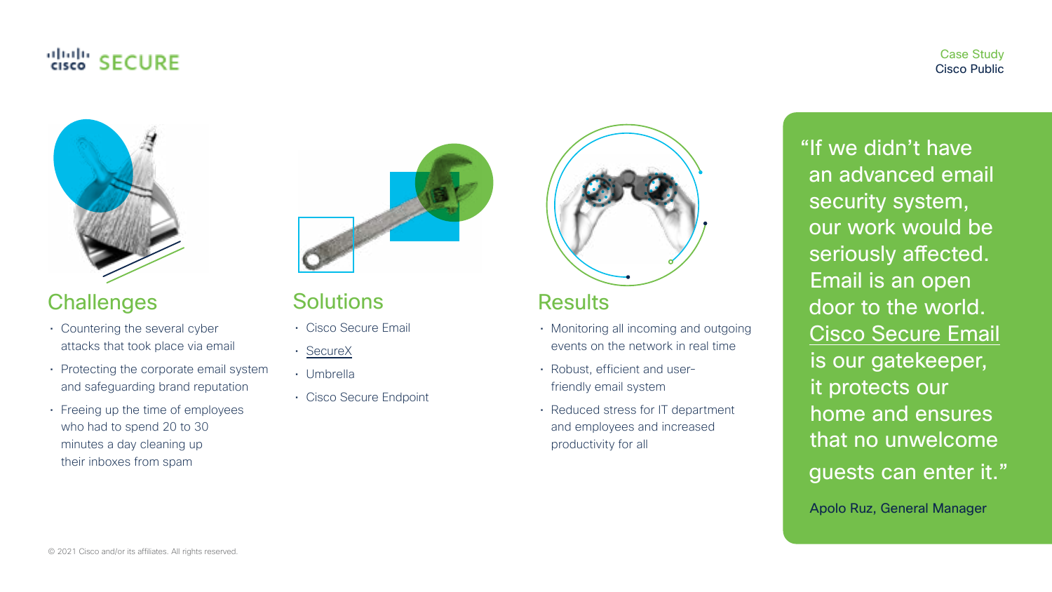## Challenges

- Countering the several cyber attacks that took place via email
- Protecting the corporate email system and safeguarding brand reputation
- Freeing up the time of employees who had to spend 20 to 30 minutes a day cleaning up their inboxes from spam

## Solutions

- Cisco Secure Email
- SecureX
- Umbrella
- Cisco Secure Endpoint

## Results

- Monitoring all incoming and outgoing events on the network in real time
- Robust, efficient and user-friendly email system
- Reduced stress for IT department and employees and increased productivity for all

> "If we didn't have an advanced email security system, our work would be seriously affected. Email is an open door to the world. Cisco Secure Email is our gatekeeper, it protects our home and ensures that no unwelcome guests can enter it."
>
> Apolo Ruz, General Manager

© 2021 Cisco and/or its affiliates. All rights reserved.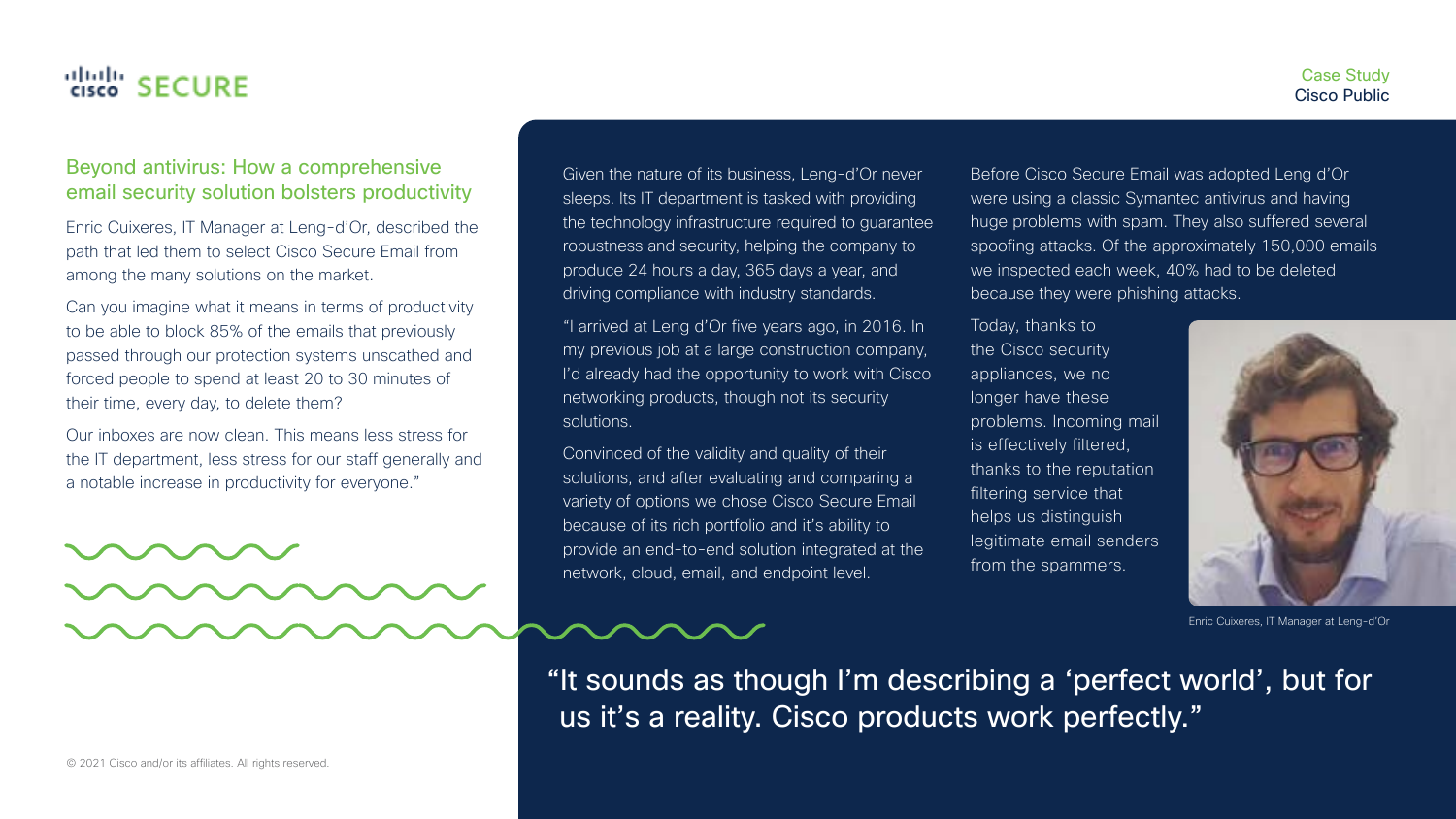## Beyond antivirus: How a comprehensive email security solution bolsters productivity

Enric Cuixeres, IT Manager at Leng-d'Or, described the path that led them to select Cisco Secure Email from among the many solutions on the market.

Given the nature of its business, Leng-d'Or never sleeps. Its IT department is tasked with providing the technology infrastructure required to guarantee robustness and security, helping the company to produce 24 hours a day, 365 days a year, and driving compliance with industry standards.

"I arrived at Leng d'Or five years ago, in 2016. In my previous job at a large construction company, I'd already had the opportunity to work with Cisco networking products, though not its security solutions.

Convinced of the validity and quality of their solutions, and after evaluating and comparing a variety of options we chose Cisco Secure Email because of its rich portfolio and it's ability to provide an end-to-end solution integrated at the network, cloud, email, and endpoint level.

Before Cisco Secure Email was adopted Leng d'Or were using a classic Symantec antivirus and having huge problems with spam. They also suffered several spoofing attacks. Of the approximately 150,000 emails we inspected each week, 40% had to be deleted because they were phishing attacks.

Today, thanks to the Cisco security appliances, we no longer have these problems. Incoming mail is effectively filtered, thanks to the reputation filtering service that helps us distinguish legitimate email senders from the spammers.

Can you imagine what it means in terms of productivity to be able to block 85% of the emails that previously passed through our protection systems unscathed and forced people to spend at least 20 to 30 minutes of their time, every day, to delete them?

Our inboxes are now clean. This means less stress for the IT department, less stress for our staff generally and a notable increase in productivity for everyone."

Enric Cuixeres, IT Manager at Leng-d'Or

> "It sounds as though I'm describing a 'perfect world', but for us it's a reality. Cisco products work perfectly."

© 2021 Cisco and/or its affiliates. All rights reserved.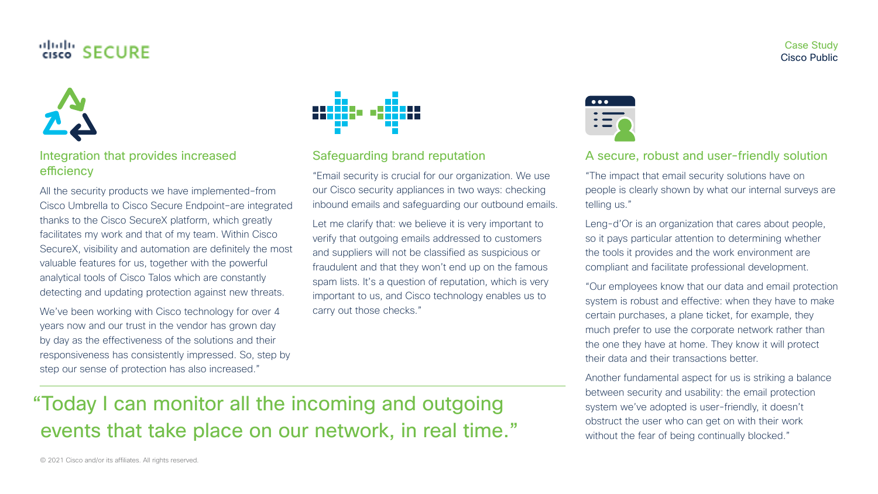## Integration that provides increased efficiency

All the security products we have implemented–from Cisco Umbrella to Cisco Secure Endpoint–are integrated thanks to the Cisco SecureX platform, which greatly facilitates my work and that of my team. Within Cisco SecureX, visibility and automation are definitely the most valuable features for us, together with the powerful analytical tools of Cisco Talos which are constantly detecting and updating protection against new threats.

We've been working with Cisco technology for over 4 years now and our trust in the vendor has grown day by day as the effectiveness of the solutions and their responsiveness has consistently impressed. So, step by step our sense of protection has also increased."

## Safeguarding brand reputation

"Email security is crucial for our organization. We use our Cisco security appliances in two ways: checking inbound emails and safeguarding our outbound emails.

Let me clarify that: we believe it is very important to verify that outgoing emails addressed to customers and suppliers will not be classified as suspicious or fraudulent and that they won't end up on the famous spam lists. It's a question of reputation, which is very important to us, and Cisco technology enables us to carry out those checks."

> "Today I can monitor all the incoming and outgoing events that take place on our network, in real time."

## A secure, robust and user-friendly solution

"The impact that email security solutions have on people is clearly shown by what our internal surveys are telling us."

Leng-d'Or is an organization that cares about people, so it pays particular attention to determining whether the tools it provides and the work environment are compliant and facilitate professional development.

"Our employees know that our data and email protection system is robust and effective: when they have to make certain purchases, a plane ticket, for example, they much prefer to use the corporate network rather than the one they have at home. They know it will protect their data and their transactions better.

Another fundamental aspect for us is striking a balance between security and usability: the email protection system we've adopted is user-friendly, it doesn't obstruct the user who can get on with their work without the fear of being continually blocked."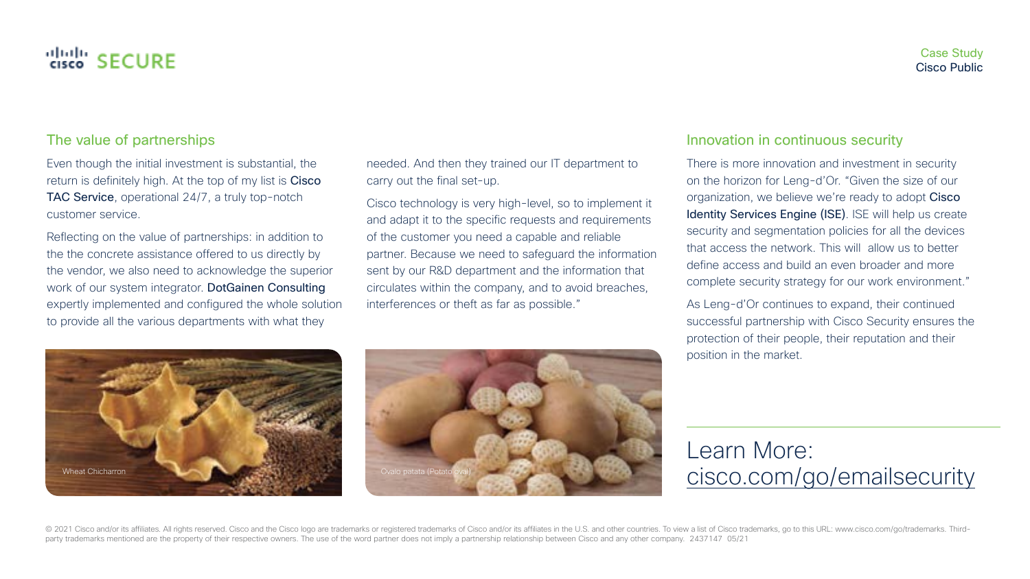## The value of partnerships

Even though the initial investment is substantial, the return is definitely high. At the top of my list is Cisco TAC Service, operational 24/7, a truly top-notch customer service.

Reflecting on the value of partnerships: in addition to the the concrete assistance offered to us directly by the vendor, we also need to acknowledge the superior work of our system integrator. DotGainen Consulting expertly implemented and configured the whole solution to provide all the various departments with what they needed. And then they trained our IT department to carry out the final set-up.

Cisco technology is very high-level, so to implement it and adapt it to the specific requests and requirements of the customer you need a capable and reliable partner. Because we need to safeguard the information sent by our R&D department and the information that circulates within the company, and to avoid breaches, interferences or theft as far as possible."

Wheat Chicharron

Ovalo patata (Potato oval)

## Innovation in continuous security

There is more innovation and investment in security on the horizon for Leng-d'Or. "Given the size of our organization, we believe we're ready to adopt Cisco Identity Services Engine (ISE). ISE will help us create security and segmentation policies for all the devices that access the network. This will allow us to better define access and build an even broader and more complete security strategy for our work environment."

As Leng-d'Or continues to expand, their continued successful partnership with Cisco Security ensures the protection of their people, their reputation and their position in the market.

## Learn More:
cisco.com/go/emailsecurity

© 2021 Cisco and/or its affiliates. All rights reserved. Cisco and the Cisco logo are trademarks or registered trademarks of Cisco and/or its affiliates in the U.S. and other countries. To view a list of Cisco trademarks, go to this URL: www.cisco.com/go/trademarks. Third-party trademarks mentioned are the property of their respective owners. The use of the word partner does not imply a partnership relationship between Cisco and any other company. 2437147 05/21